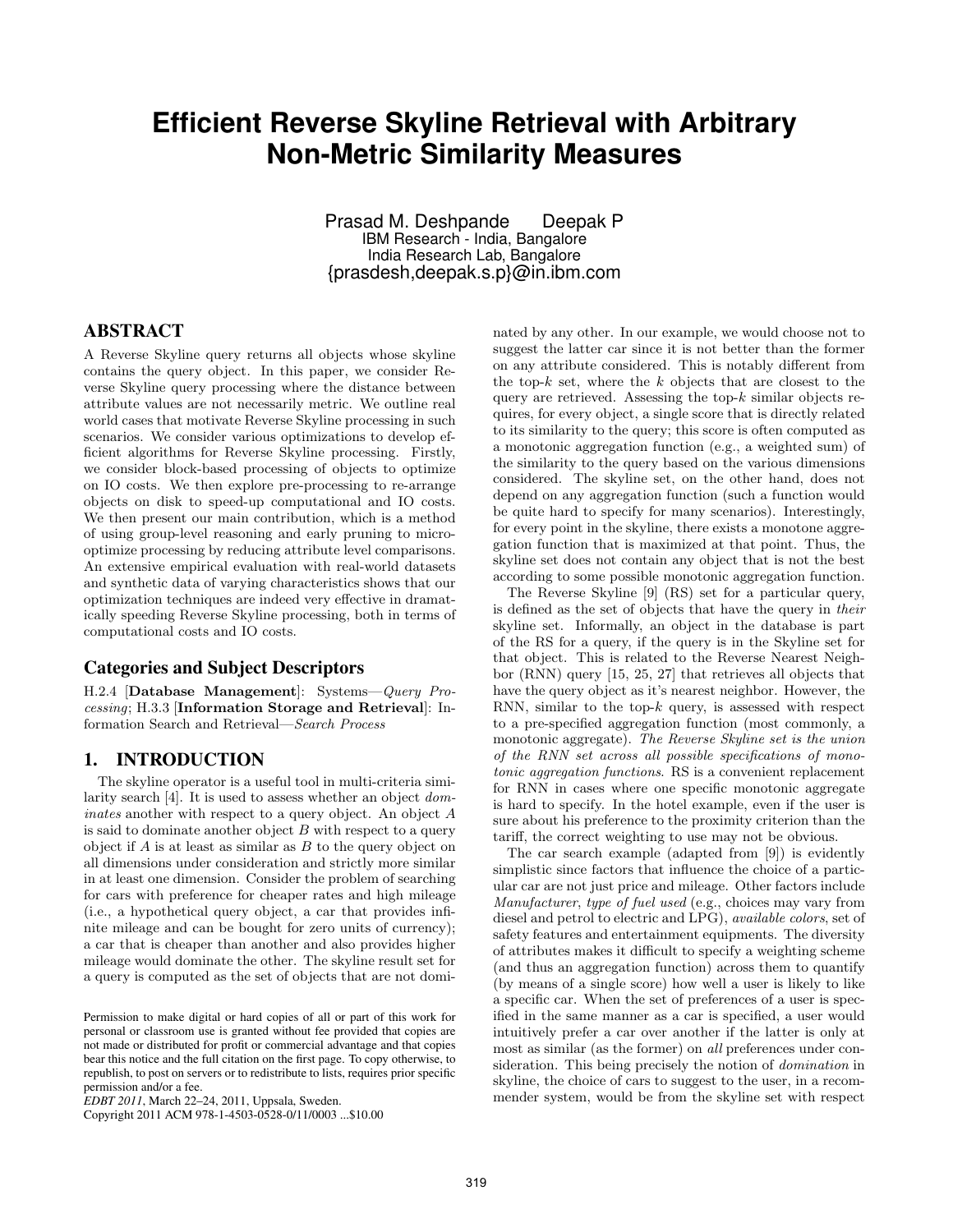# Efficient Reverse Skyline Retrieval with Arbitrary Non-Metric Similarity Measures

Prasad M. Deshpande Deepak P
IBM Research - India, Bangalore
India Research Lab, Bangalore
{prasdesh,deepak.s.p}@in.ibm.com

## ABSTRACT

A Reverse Skyline query returns all objects whose skyline contains the query object. In this paper, we consider Reverse Skyline query processing where the distance between attribute values are not necessarily metric. We outline real world cases that motivate Reverse Skyline processing in such scenarios. We consider various optimizations to develop efficient algorithms for Reverse Skyline processing. Firstly, we consider block-based processing of objects to optimize on IO costs. We then explore pre-processing to re-arrange objects on disk to speed-up computational and IO costs. We then present our main contribution, which is a method of using group-level reasoning and early pruning to micro-optimize processing by reducing attribute level comparisons. An extensive empirical evaluation with real-world datasets and synthetic data of varying characteristics shows that our optimization techniques are indeed very effective in dramatically speeding Reverse Skyline processing, both in terms of computational costs and IO costs.

### Categories and Subject Descriptors

H.2.4 [**Database Management**]: Systems—*Query Processing*; H.3.3 [**Information Storage and Retrieval**]: Information Search and Retrieval—*Search Process*

## 1. INTRODUCTION

The skyline operator is a useful tool in multi-criteria similarity search [4]. It is used to assess whether an object *dominates* another with respect to a query object. An object $A$ is said to dominate another object $B$ with respect to a query object if $A$ is at least as similar as $B$ to the query object on all dimensions under consideration and strictly more similar in at least one dimension. Consider the problem of searching for cars with preference for cheaper rates and high mileage (i.e., a hypothetical query object, a car that provides infinite mileage and can be bought for zero units of currency); a car that is cheaper than another and also provides higher mileage would dominate the other. The skyline result set for a query is computed as the set of objects that are not dominated by any other. In our example, we would choose not to suggest the latter car since it is not better than the former on any attribute considered. This is notably different from the top-$k$ set, where the $k$ objects that are closest to the query are retrieved. Assessing the top-$k$ similar objects requires, for every object, a single score that is directly related to its similarity to the query; this score is often computed as a monotonic aggregation function (e.g., a weighted sum) of the similarity to the query based on the various dimensions considered. The skyline set, on the other hand, does not depend on any aggregation function (such a function would be quite hard to specify for many scenarios). Interestingly, for every point in the skyline, there exists a monotone aggregation function that is maximized at that point. Thus, the skyline set does not contain any object that is not the best according to some possible monotonic aggregation function.

The Reverse Skyline [9] (RS) set for a particular query, is defined as the set of objects that have the query in *their* skyline set. Informally, an object in the database is part of the RS for a query, if the query is in the Skyline set for that object. This is related to the Reverse Nearest Neighbor (RNN) query [15, 25, 27] that retrieves all objects that have the query object as it's nearest neighbor. However, the RNN, similar to the top-$k$ query, is assessed with respect to a pre-specified aggregation function (most commonly, a monotonic aggregate). *The Reverse Skyline set is the union of the RNN set across all possible specifications of monotonic aggregation functions.* RS is a convenient replacement for RNN in cases where one specific monotonic aggregate is hard to specify. In the hotel example, even if the user is sure about his preference to the proximity criterion than the tariff, the correct weighting to use may not be obvious.

The car search example (adapted from [9]) is evidently simplistic since factors that influence the choice of a particular car are not just price and mileage. Other factors include *Manufacturer*, *type of fuel used* (e.g., choices may vary from diesel and petrol to electric and LPG), *available colors*, set of safety features and entertainment equipments. The diversity of attributes makes it difficult to specify a weighting scheme (and thus an aggregation function) across them to quantify (by means of a single score) how well a user is likely to like a specific car. When the set of preferences of a user is specified in the same manner as a car is specified, a user would intuitively prefer a car over another if the latter is only at most as similar (as the former) on *all* preferences under consideration. This being precisely the notion of *domination* in skyline, the choice of cars to suggest to the user, in a recommender system, would be from the skyline set with respect

Permission to make digital or hard copies of all or part of this work for personal or classroom use is granted without fee provided that copies are not made or distributed for profit or commercial advantage and that copies bear this notice and the full citation on the first page. To copy otherwise, to republish, to post on servers or to redistribute to lists, requires prior specific permission and/or a fee.
*EDBT 2011*, March 22–24, 2011, Uppsala, Sweden.
Copyright 2011 ACM 978-1-4503-0528-0/11/0003 ...$10.00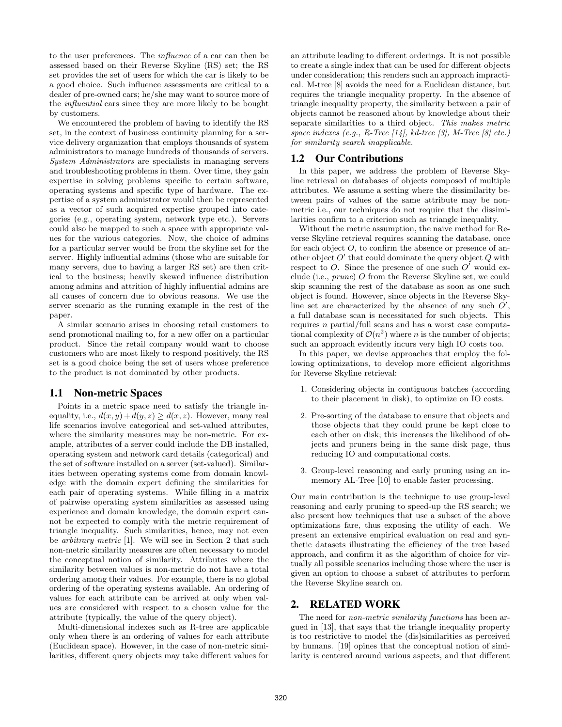to the user preferences. The *influence* of a car can then be assessed based on their Reverse Skyline (RS) set; the RS set provides the set of users for which the car is likely to be a good choice. Such influence assessments are critical to a dealer of pre-owned cars; he/she may want to source more of the *influential* cars since they are more likely to be bought by customers.

We encountered the problem of having to identify the RS set, in the context of business continuity planning for a service delivery organization that employs thousands of system administrators to manage hundreds of thousands of servers. *System Administrators* are specialists in managing servers and troubleshooting problems in them. Over time, they gain expertise in solving problems specific to certain software, operating systems and specific type of hardware. The expertise of a system administrator would then be represented as a vector of such acquired expertise grouped into categories (e.g., operating system, network type etc.). Servers could also be mapped to such a space with appropriate values for the various categories. Now, the choice of admins for a particular server would be from the skyline set for the server. Highly influential admins (those who are suitable for many servers, due to having a larger RS set) are then critical to the business; heavily skewed influence distribution among admins and attrition of highly influential admins are all causes of concern due to obvious reasons. We use the server scenario as the running example in the rest of the paper.

A similar scenario arises in choosing retail customers to send promotional mailing to, for a new offer on a particular product. Since the retail company would want to choose customers who are most likely to respond positively, the RS set is a good choice being the set of users whose preference to the product is not dominated by other products.

## 1.1 Non-metric Spaces

Points in a metric space need to satisfy the triangle inequality, i.e., $d(x, y) + d(y, z) \geq d(x, z)$. However, many real life scenarios involve categorical and set-valued attributes, where the similarity measures may be non-metric. For example, attributes of a server could include the DB installed, operating system and network card details (categorical) and the set of software installed on a server (set-valued). Similarities between operating systems come from domain knowledge with the domain expert defining the similarities for each pair of operating systems. While filling in a matrix of pairwise operating system similarities as assessed using experience and domain knowledge, the domain expert cannot be expected to comply with the metric requirement of triangle inequality. Such similarities, hence, may not even be *arbitrary metric* [1]. We will see in Section 2 that such non-metric similarity measures are often necessary to model the conceptual notion of similarity. Attributes where the similarity between values is non-metric do not have a total ordering among their values. For example, there is no global ordering of the operating systems available. An ordering of values for each attribute can be arrived at only when values are considered with respect to a chosen value for the attribute (typically, the value of the query object).

Multi-dimensional indexes such as R-tree are applicable only when there is an ordering of values for each attribute (Euclidean space). However, in the case of non-metric similarities, different query objects may take different values for an attribute leading to different orderings. It is not possible to create a single index that can be used for different objects under consideration; this renders such an approach impractical. M-tree [8] avoids the need for a Euclidean distance, but requires the triangle inequality property. In the absence of triangle inequality property, the similarity between a pair of objects cannot be reasoned about by knowledge about their separate similarities to a third object. *This makes metric space indexes (e.g., R-Tree [14], kd-tree [3], M-Tree [8] etc.) for similarity search inapplicable.*

## 1.2 Our Contributions

In this paper, we address the problem of Reverse Skyline retrieval on databases of objects composed of multiple attributes. We assume a setting where the dissimilarity between pairs of values of the same attribute may be non-metric i.e., our techniques do not require that the dissimilarities confirm to a criterion such as triangle inequality.

Without the metric assumption, the naive method for Reverse Skyline retrieval requires scanning the database, once for each object $O$, to confirm the absence or presence of another object $O'$ that could dominate the query object $Q$ with respect to $O$. Since the presence of one such $O'$ would exclude (i.e., *prune*) $O$ from the Reverse Skyline set, we could skip scanning the rest of the database as soon as one such object is found. However, since objects in the Reverse Skyline set are characterized by the absence of any such $O'$, a full database scan is necessitated for such objects. This requires $n$ partial/full scans and has a worst case computational complexity of $\mathcal{O}(n^2)$ where $n$ is the number of objects; such an approach evidently incurs very high IO costs too.

In this paper, we devise approaches that employ the following optimizations, to develop more efficient algorithms for Reverse Skyline retrieval:

1. Considering objects in contiguous batches (according to their placement in disk), to optimize on IO costs.
2. Pre-sorting of the database to ensure that objects and those objects that they could prune be kept close to each other on disk; this increases the likelihood of objects and pruners being in the same disk page, thus reducing IO and computational costs.
3. Group-level reasoning and early pruning using an in-memory AL-Tree [10] to enable faster processing.

Our main contribution is the technique to use group-level reasoning and early pruning to speed-up the RS search; we also present how techniques that use a subset of the above optimizations fare, thus exposing the utility of each. We present an extensive empirical evaluation on real and synthetic datasets illustrating the efficiency of the tree based approach, and confirm it as the algorithm of choice for virtually all possible scenarios including those where the user is given an option to choose a subset of attributes to perform the Reverse Skyline search on.

# 2. RELATED WORK

The need for *non-metric similarity functions* has been argued in [13], that says that the triangle inequality property is too restrictive to model the (dis)similarities as perceived by humans. [19] opines that the conceptual notion of similarity is centered around various aspects, and that different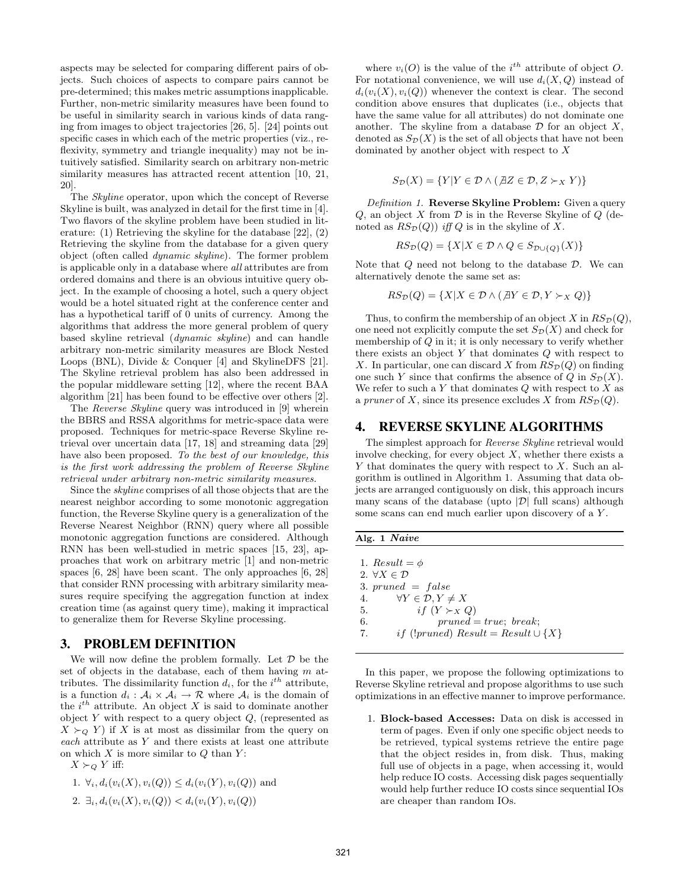aspects may be selected for comparing different pairs of objects. Such choices of aspects to compare pairs cannot be pre-determined; this makes metric assumptions inapplicable. Further, non-metric similarity measures have been found to be useful in similarity search in various kinds of data ranging from images to object trajectories [26, 5]. [24] points out specific cases in which each of the metric properties (viz., reflexivity, symmetry and triangle inequality) may not be intuitively satisfied. Similarity search on arbitrary non-metric similarity measures has attracted recent attention [10, 21, 20].

The *Skyline* operator, upon which the concept of Reverse Skyline is built, was analyzed in detail for the first time in [4]. Two flavors of the skyline problem have been studied in literature: (1) Retrieving the skyline for the database [22], (2) Retrieving the skyline from the database for a given query object (often called *dynamic skyline*). The former problem is applicable only in a database where *all* attributes are from ordered domains and there is an obvious intuitive query object. In the example of choosing a hotel, such a query object would be a hotel situated right at the conference center and has a hypothetical tariff of 0 units of currency. Among the algorithms that address the more general problem of query based skyline retrieval (*dynamic skyline*) and can handle arbitrary non-metric similarity measures are Block Nested Loops (BNL), Divide & Conquer [4] and SkylineDFS [21]. The Skyline retrieval problem has also been addressed in the popular middleware setting [12], where the recent BAA algorithm [21] has been found to be effective over others [2].

The *Reverse Skyline* query was introduced in [9] wherein the BBRS and RSSA algorithms for metric-space data were proposed. Techniques for metric-space Reverse Skyline retrieval over uncertain data [17, 18] and streaming data [29] have also been proposed. *To the best of our knowledge, this is the first work addressing the problem of Reverse Skyline retrieval under arbitrary non-metric similarity measures.*

Since the *skyline* comprises of all those objects that are the nearest neighbor according to some monotonic aggregation function, the Reverse Skyline query is a generalization of the Reverse Nearest Neighbor (RNN) query where all possible monotonic aggregation functions are considered. Although RNN has been well-studied in metric spaces [15, 23], approaches that work on arbitrary metric [1] and non-metric spaces [6, 28] have been scant. The only approaches [6, 28] that consider RNN processing with arbitrary similarity measures require specifying the aggregation function at index creation time (as against query time), making it impractical to generalize them for Reverse Skyline processing.

## 3. PROBLEM DEFINITION

We will now define the problem formally. Let $\mathcal{D}$ be the set of objects in the database, each of them having $m$ attributes. The dissimilarity function $d_i$, for the $i^{th}$ attribute, is a function $d_i : \mathcal{A}_i \times \mathcal{A}_i \to \mathcal{R}$ where $\mathcal{A}_i$ is the domain of the $i^{th}$ attribute. An object $X$ is said to dominate another object $Y$ with respect to a query object $Q$, (represented as $X \succ_Q Y$) if $X$ is at most as dissimilar from the query on *each* attribute as $Y$ and there exists at least one attribute on which $X$ is more similar to $Q$ than $Y$:

$X \succ_Q Y$ iff:

1. $\forall_i, d_i(v_i(X), v_i(Q)) \leq d_i(v_i(Y), v_i(Q))$ and
2. $\exists_i, d_i(v_i(X), v_i(Q)) < d_i(v_i(Y), v_i(Q))$

where $v_i(O)$ is the value of the $i^{th}$ attribute of object $O$. For notational convenience, we will use $d_i(X, Q)$ instead of $d_i(v_i(X), v_i(Q))$ whenever the context is clear. The second condition above ensures that duplicates (i.e., objects that have the same value for all attributes) do not dominate one another. The skyline from a database $\mathcal{D}$ for an object $X$, denoted as $S_{\mathcal{D}}(X)$ is the set of all objects that have not been dominated by another object with respect to $X$

$$S_{\mathcal{D}}(X) = \{Y | Y \in \mathcal{D} \wedge (\nexists Z \in \mathcal{D}, Z \succ_X Y)\}$$

*Definition 1.* **Reverse Skyline Problem:** Given a query $Q$, an object $X$ from $\mathcal{D}$ is in the Reverse Skyline of $Q$ (denoted as $RS_{\mathcal{D}}(Q)$) *iff* $Q$ is in the skyline of $X$.

$$RS_{\mathcal{D}}(Q) = \{X | X \in \mathcal{D} \wedge Q \in S_{\mathcal{D} \cup \{Q\}}(X)\}$$

Note that $Q$ need not belong to the database $\mathcal{D}$. We can alternatively denote the same set as:

$$RS_{\mathcal{D}}(Q) = \{X | X \in \mathcal{D} \wedge (\nexists Y \in \mathcal{D}, Y \succ_X Q)\}$$

Thus, to confirm the membership of an object $X$ in $RS_{\mathcal{D}}(Q)$, one need not explicitly compute the set $S_{\mathcal{D}}(X)$ and check for membership of $Q$ in it; it is only necessary to verify whether there exists an object $Y$ that dominates $Q$ with respect to $X$. In particular, one can discard $X$ from $RS_{\mathcal{D}}(Q)$ on finding one such $Y$ since that confirms the absence of $Q$ in $S_{\mathcal{D}}(X)$. We refer to such a $Y$ that dominates $Q$ with respect to $X$ as a *pruner* of $X$, since its presence excludes $X$ from $RS_{\mathcal{D}}(Q)$.

## 4. REVERSE SKYLINE ALGORITHMS

The simplest approach for *Reverse Skyline* retrieval would involve checking, for every object $X$, whether there exists a $Y$ that dominates the query with respect to $X$. Such an algorithm is outlined in Algorithm 1. Assuming that data objects are arranged contiguously on disk, this approach incurs many scans of the database (upto $|\mathcal{D}|$ full scans) although some scans can end much earlier upon discovery of a $Y$.

**Alg. 1** ***Naive***

```
1. Result = φ
2. ∀X ∈ D
3. pruned = false
4.     ∀Y ∈ D, Y ≠ X
5.         if (Y ≻_X Q)
6.             pruned = true; break;
7.     if (!pruned) Result = Result ∪ {X}
```

In this paper, we propose the following optimizations to Reverse Skyline retrieval and propose algorithms to use such optimizations in an effective manner to improve performance.

1. **Block-based Accesses:** Data on disk is accessed in term of pages. Even if only one specific object needs to be retrieved, typical systems retrieve the entire page that the object resides in, from disk. Thus, making full use of objects in a page, when accessing it, would help reduce IO costs. Accessing disk pages sequentially would help further reduce IO costs since sequential IOs are cheaper than random IOs.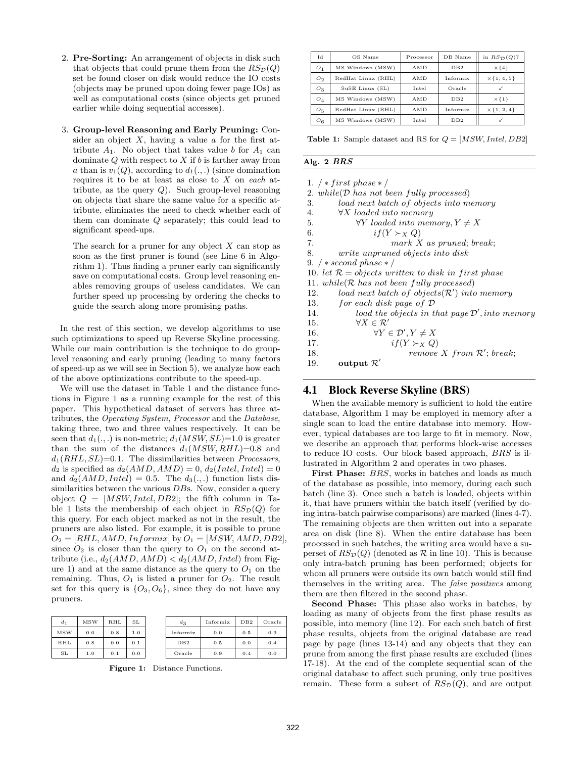2. **Pre-Sorting:** An arrangement of objects in disk such that objects that could prune them from the $RS_{\mathcal{D}}(Q)$ set be found closer on disk would reduce the IO costs (objects may be pruned upon doing fewer page IOs) as well as computational costs (since objects get pruned earlier while doing sequential accesses).

3. **Group-level Reasoning and Early Pruning:** Consider an object $X$, having a value $a$ for the first attribute $A_1$. No object that takes value $b$ for $A_1$ can dominate $Q$ with respect to $X$ if $b$ is farther away from $a$ than is $v_1(Q)$, according to $d_1(.,.)$ (since domination requires it to be at least as close to $X$ on *each* attribute, as the query $Q$). Such group-level reasoning on objects that share the same value for a specific attribute, eliminates the need to check whether each of them can dominate $Q$ separately; this could lead to significant speed-ups.

   The search for a pruner for any object $X$ can stop as soon as the first pruner is found (see Line 6 in Algorithm 1). Thus finding a pruner early can significantly save on computational costs. Group level reasoning enables removing groups of useless candidates. We can further speed up processing by ordering the checks to guide the search along more promising paths.

In the rest of this section, we develop algorithms to use such optimizations to speed up Reverse Skyline processing. While our main contribution is the technique to do group-level reasoning and early pruning (leading to many factors of speed-up as we will see in Section 5), we analyze how each of the above optimizations contribute to the speed-up.

We will use the dataset in Table 1 and the distance functions in Figure 1 as a running example for the rest of this paper. This hypothetical dataset of servers has three attributes, the *Operating System*, *Processor* and the *Database*, taking three, two and three values respectively. It can be seen that $d_1(.,.)$ is non-metric; $d_1(MSW, SL)$=1.0 is greater than the sum of the distances $d_1(MSW, RHL)$=0.8 and $d_1(RHL, SL)$=0.1. The dissimilarities between *Processors*, $d_2$ is specified as $d_2(AMD, AMD) = 0$, $d_2(Intel, Intel) = 0$ and $d_2(AMD, Intel) = 0.5$. The $d_3(.,.)$ function lists dissimilarities between the various *DB*s. Now, consider a query object $Q = [MSW, Intel, DB2]$; the fifth column in Table 1 lists the membership of each object in $RS_{\mathcal{D}}(Q)$ for this query. For each object marked as not in the result, the pruners are also listed. For example, it is possible to prune $O_2 = [RHL, AMD, Informix]$ by $O_1 = [MSW, AMD, DB2]$, since $O_2$ is closer than the query to $O_1$ on the second attribute (i.e., $d_2(AMD, AMD) < d_2(AMD, Intel)$ from Figure 1) and at the same distance as the query to $O_1$ on the remaining. Thus, $O_1$ is listed a pruner for $O_2$. The result set for this query is $\{O_3, O_6\}$, since they do not have any pruners.

| $d_1$ | MSW | RHL | SL |
|---|---|---|---|
| MSW | 0.0 | 0.8 | 1.0 |
| RHL | 0.8 | 0.0 | 0.1 |
| SL | 1.0 | 0.1 | 0.0 |

| $d_3$ | Informix | DB2 | Oracle |
|---|---|---|---|
| Informix | 0.0 | 0.5 | 0.9 |
| DB2 | 0.5 | 0.0 | 0.4 |
| Oracle | 0.9 | 0.4 | 0.0 |

**Figure 1:** Distance Functions.

| Id | OS Name | Processor | DB Name | in $RS_{\mathcal{D}}(Q)$? |
|---|---|---|---|---|
| $O_1$ | MS Windows (MSW) | AMD | DB2 | $\times\{4\}$ |
| $O_2$ | RedHat Linux (RHL) | AMD | Informix | $\times\{1,4,5\}$ |
| $O_3$ | SuSE Linux (SL) | Intel | Oracle | ✓ |
| $O_4$ | MS Windows (MSW) | AMD | DB2 | $\times\{1\}$ |
| $O_5$ | RedHat Linux (RHL) | AMD | Informix | $\times\{1,2,4\}$ |
| $O_6$ | MS Windows (MSW) | Intel | DB2 | ✓ |

**Table 1:** Sample dataset and RS for $Q = [MSW, Intel, DB2]$

**Alg. 2** ***BRS***

```
1. /* first phase */
2. while(D has not been fully processed)
3.      load next batch of objects into memory
4.      ∀X loaded into memory
5.           ∀Y loaded into memory, Y ≠ X
6.                if(Y ≻_X Q)
7.                     mark X as pruned; break;
8.      write unpruned objects into disk
9. /* second phase */
10. let R = objects written to disk in first phase
11. while(R has not been fully processed)
12.      load next batch of objects(R') into memory
13.      for each disk page of D
14.           load the objects in that page D', into memory
15.           ∀X ∈ R'
16.                ∀Y ∈ D', Y ≠ X
17.                     if(Y ≻_X Q)
18.                          remove X from R'; break;
19.      output R'
```

## 4.1 Block Reverse Skyline (BRS)

When the available memory is sufficient to hold the entire database, Algorithm 1 may be employed in memory after a single scan to load the entire database into memory. However, typical databases are too large to fit in memory. Now, we describe an approach that performs block-wise accesses to reduce IO costs. Our block based approach, *BRS* is illustrated in Algorithm 2 and operates in two phases.

**First Phase:** *BRS*, works in batches and loads as much of the database as possible, into memory, during each such batch (line 3). Once such a batch is loaded, objects within it, that have pruners within the batch itself (verified by doing intra-batch pairwise comparisons) are marked (lines 4-7). The remaining objects are then written out into a separate area on disk (line 8). When the entire database has been processed in such batches, the writing area would have a superset of $RS_{\mathcal{D}}(Q)$ (denoted as $\mathcal{R}$ in line 10). This is because only intra-batch pruning has been performed; objects for whom all pruners were outside its own batch would still find themselves in the writing area. The *false positives* among them are then filtered in the second phase.

**Second Phase:** This phase also works in batches, by loading as many of objects from the first phase results as possible, into memory (line 12). For each such batch of first phase results, objects from the original database are read page by page (lines 13-14) and any objects that they can prune from among the first phase results are excluded (lines 17-18). At the end of the complete sequential scan of the original database to affect such pruning, only true positives remain. These form a subset of $RS_{\mathcal{D}}(Q)$, and are output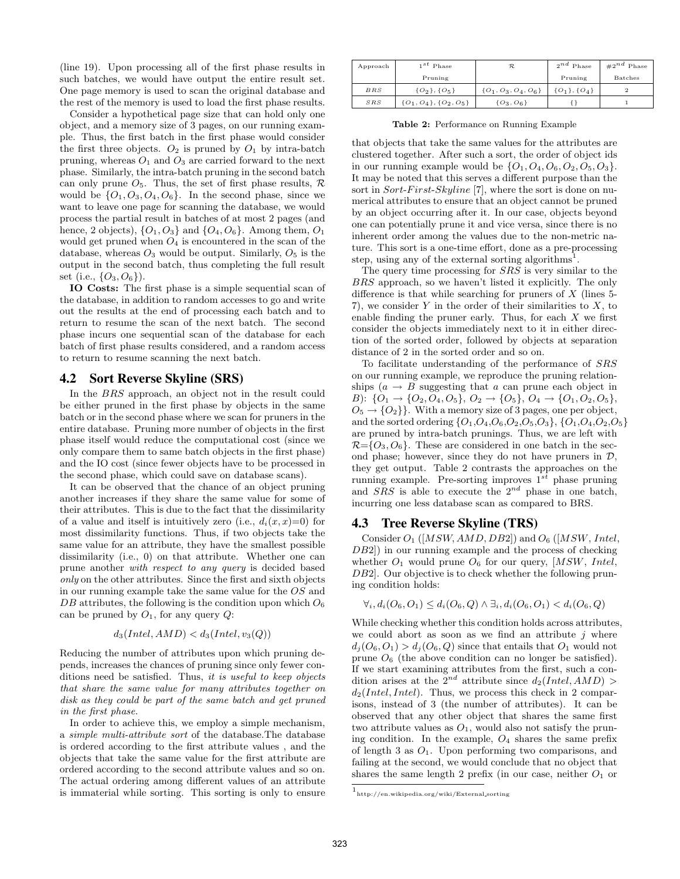(line 19). Upon processing all of the first phase results in such batches, we would have output the entire result set. One page memory is used to scan the original database and the rest of the memory is used to load the first phase results.

Consider a hypothetical page size that can hold only one object, and a memory size of 3 pages, on our running example. Thus, the first batch in the first phase would consider the first three objects. $O_2$ is pruned by $O_1$ by intra-batch pruning, whereas $O_1$ and $O_3$ are carried forward to the next phase. Similarly, the intra-batch pruning in the second batch can only prune $O_5$. Thus, the set of first phase results, $\mathcal{R}$ would be $\{O_1, O_3, O_4, O_6\}$. In the second phase, since we want to leave one page for scanning the database, we would process the partial result in batches of at most 2 pages (and hence, 2 objects), $\{O_1, O_3\}$ and $\{O_4, O_6\}$. Among them, $O_1$ would get pruned when $O_4$ is encountered in the scan of the database, whereas $O_3$ would be output. Similarly, $O_5$ is the output in the second batch, thus completing the full result set (i.e., $\{O_3, O_6\}$).

**IO Costs:** The first phase is a simple sequential scan of the database, in addition to random accesses to go and write out the results at the end of processing each batch and to return to resume the scan of the next batch. The second phase incurs one sequential scan of the database for each batch of first phase results considered, and a random access to return to resume scanning the next batch.

## 4.2 Sort Reverse Skyline (SRS)

In the *BRS* approach, an object not in the result could be either pruned in the first phase by objects in the same batch or in the second phase where we scan for pruners in the entire database. Pruning more number of objects in the first phase itself would reduce the computational cost (since we only compare them to same batch objects in the first phase) and the IO cost (since fewer objects have to be processed in the second phase, which could save on database scans).

It can be observed that the chance of an object pruning another increases if they share the same value for some of their attributes. This is due to the fact that the dissimilarity of a value and itself is intuitively zero (i.e., $d_i(x, x)$=0) for most dissimilarity functions. Thus, if two objects take the same value for an attribute, they have the smallest possible dissimilarity (i.e., 0) on that attribute. Whether one can prune another *with respect to any query* is decided based *only* on the other attributes. Since the first and sixth objects in our running example take the same value for the *OS* and *DB* attributes, the following is the condition upon which $O_6$ can be pruned by $O_1$, for any query $Q$:

$$d_3(Intel, AMD) < d_3(Intel, v_3(Q))$$

Reducing the number of attributes upon which pruning depends, increases the chances of pruning since only fewer conditions need be satisfied. Thus, *it is useful to keep objects that share the same value for many attributes together on disk as they could be part of the same batch and get pruned in the first phase.*

In order to achieve this, we employ a simple mechanism, a *simple multi-attribute sort* of the database.The database is ordered according to the first attribute values , and the objects that take the same value for the first attribute are ordered according to the second attribute values and so on. The actual ordering among different values of an attribute is immaterial while sorting. This sorting is only to ensure that objects that take the same values for the attributes are clustered together. After such a sort, the order of object ids in our running example would be $\{O_1, O_4, O_6, O_2, O_5, O_3\}$. It may be noted that this serves a different purpose than the sort in *Sort-First-Skyline* [7], where the sort is done on numerical attributes to ensure that an object cannot be pruned by an object occurring after it. In our case, objects beyond one can potentially prune it and vice versa, since there is no inherent order among the values due to the non-metric nature. This sort is a one-time effort, done as a pre-processing step, using any of the external sorting algorithms[1].

| Approach | $1^{st}$ Phase Pruning | $\mathcal{R}$ | $2^{nd}$ Phase Pruning | $\#2^{nd}$ Phase Batches |
|---|---|---|---|---|
| *BRS* | $\{O_2\}, \{O_5\}$ | $\{O_1, O_3, O_4, O_6\}$ | $\{O_1\}, \{O_4\}$ | 2 |
| *SRS* | $\{O_1, O_4\}, \{O_2, O_5\}$ | $\{O_3, O_6\}$ | $\{\}$ | 1 |

**Table 2:** Performance on Running Example

The query time processing for *SRS* is very similar to the *BRS* approach, so we haven't listed it explicitly. The only difference is that while searching for pruners of $X$ (lines 5-7), we consider $Y$ in the order of their similarities to $X$, to enable finding the pruner early. Thus, for each $X$ we first consider the objects immediately next to it in either direction of the sorted order, followed by objects at separation distance of 2 in the sorted order and so on.

To facilitate understanding of the performance of *SRS* on our running example, we reproduce the pruning relationships ($a \rightarrow B$ suggesting that $a$ can prune each object in $B$): $\{O_1 \rightarrow \{O_2, O_4, O_5\}, O_2 \rightarrow \{O_5\}, O_4 \rightarrow \{O_1, O_2, O_5\}, O_5 \rightarrow \{O_2\}\}$. With a memory size of 3 pages, one per object, and the sorted ordering $\{O_1,O_4,O_6,O_2,O_5,O_3\}$, $\{O_1,O_4,O_2,O_5\}$ are pruned by intra-batch prunings. Thus, we are left with $\mathcal{R}$=$\{O_3, O_6\}$. These are considered in one batch in the second phase; however, since they do not have pruners in $\mathcal{D}$, they get output. Table 2 contrasts the approaches on the running example. Pre-sorting improves $1^{st}$ phase pruning and *SRS* is able to execute the $2^{nd}$ phase in one batch, incurring one less database scan as compared to BRS.

## 4.3 Tree Reverse Skyline (TRS)

Consider $O_1$ ($[MSW, AMD, DB2]$) and $O_6$ ($[MSW, Intel, DB2]$) in our running example and the process of checking whether $O_1$ would prune $O_6$ for our query, $[MSW, Intel, DB2]$. Our objective is to check whether the following pruning condition holds:

$$\forall_i, d_i(O_6, O_1) \leq d_i(O_6, Q) \wedge \exists_i, d_i(O_6, O_1) < d_i(O_6, Q)$$

While checking whether this condition holds across attributes, we could abort as soon as we find an attribute $j$ where $d_j(O_6, O_1) > d_j(O_6, Q)$ since that entails that $O_1$ would not prune $O_6$ (the above condition can no longer be satisfied). If we start examining attributes from the first, such a condition arises at the $2^{nd}$ attribute since $d_2(Intel, AMD) > d_2(Intel, Intel)$. Thus, we process this check in 2 comparisons, instead of 3 (the number of attributes). It can be observed that any other object that shares the same first two attribute values as $O_1$, would also not satisfy the pruning condition. In the example, $O_4$ shares the same prefix of length 3 as $O_1$. Upon performing two comparisons, and failing at the second, we would conclude that no object that shares the same length 2 prefix (in our case, neither $O_1$ or

[1] http://en.wikipedia.org/wiki/External_sorting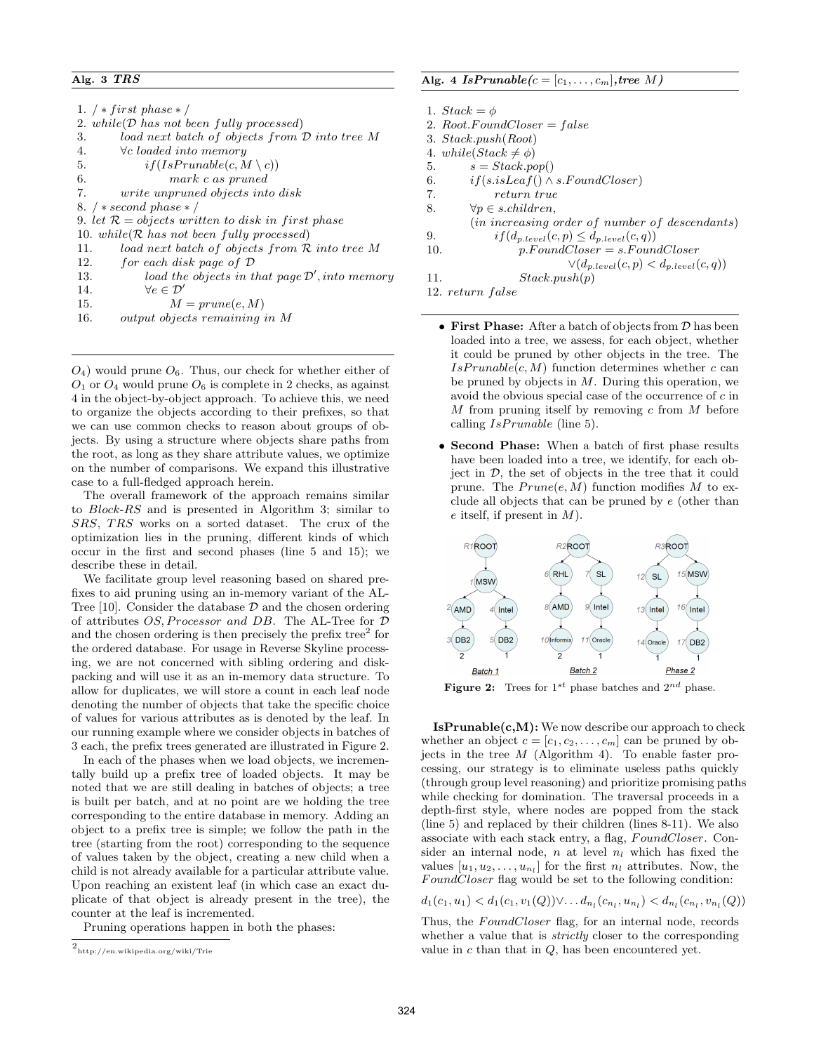**Alg. 3 *TRS***

```
1. /* first phase */
2. while(D has not been fully processed)
3.     load next batch of objects from D into tree M
4.     ∀c loaded into memory
5.         if(IsPrunable(c, M \ c))
6.             mark c as pruned
7.     write unpruned objects into disk
8. /* second phase */
9. let R = objects written to disk in first phase
10. while(R has not been fully processed)
11.     load next batch of objects from R into tree M
12.     for each disk page of D
13.         load the objects in that page D', into memory
14.         ∀e ∈ D'
15.             M = prune(e, M)
16.     output objects remaining in M
```

$O_4$) would prune $O_6$. Thus, our check for whether either of $O_1$ or $O_4$ would prune $O_6$ is complete in 2 checks, as against 4 in the object-by-object approach. To achieve this, we need to organize the objects according to their prefixes, so that we can use common checks to reason about groups of objects. By using a structure where objects share paths from the root, as long as they share attribute values, we optimize on the number of comparisons. We expand this illustrative case to a full-fledged approach herein.

The overall framework of the approach remains similar to *Block-RS* and is presented in Algorithm 3; similar to *SRS*, *TRS* works on a sorted dataset. The crux of the optimization lies in the pruning, different kinds of which occur in the first and second phases (line 5 and 15); we describe these in detail.

We facilitate group level reasoning based on shared prefixes to aid pruning using an in-memory variant of the AL-Tree [10]. Consider the database $\mathcal{D}$ and the chosen ordering of attributes *OS*, *Processor and DB*. The AL-Tree for $\mathcal{D}$ and the chosen ordering is then precisely the prefix tree[2] for the ordered database. For usage in Reverse Skyline processing, we are not concerned with sibling ordering and disk-packing and will use it as an in-memory data structure. To allow for duplicates, we will store a count in each leaf node denoting the number of objects that take the specific choice of values for various attributes as is denoted by the leaf. In our running example where we consider objects in batches of 3 each, the prefix trees generated are illustrated in Figure 2.

In each of the phases when we load objects, we incrementally build up a prefix tree of loaded objects. It may be noted that we are still dealing in batches of objects; a tree is built per batch, and at no point are we holding the tree corresponding to the entire database in memory. Adding an object to a prefix tree is simple; we follow the path in the tree (starting from the root) corresponding to the sequence of values taken by the object, creating a new child when a child is not already available for a particular attribute value. Upon reaching an existent leaf (in which case an exact duplicate of that object is already present in the tree), the counter at the leaf is incremented.

Pruning operations happen in both the phases:

[2] http://en.wikipedia.org/wiki/Trie

**Alg. 4 *IsPrunable*($c = [c_1, \ldots, c_m]$, *tree* $M$)**

```
1. Stack = φ
2. Root.FoundCloser = false
3. Stack.push(Root)
4. while(Stack ≠ φ)
5.     s = Stack.pop()
6.     if(s.isLeaf() ∧ s.FoundCloser)
7.         return true
8.     ∀p ∈ s.children,
       (in increasing order of number of descendants)
9.         if(d_{p.level}(c, p) ≤ d_{p.level}(c, q))
10.            p.FoundCloser = s.FoundCloser
                     ∨(d_{p.level}(c, p) < d_{p.level}(c, q))
11.            Stack.push(p)
12. return false
```

- **First Phase:** After a batch of objects from $\mathcal{D}$ has been loaded into a tree, we assess, for each object, whether it could be pruned by other objects in the tree. The $IsPrunable(c, M)$ function determines whether $c$ can be pruned by objects in $M$. During this operation, we avoid the obvious special case of the occurrence of $c$ in $M$ from pruning itself by removing $c$ from $M$ before calling $IsPrunable$ (line 5).
- **Second Phase:** When a batch of first phase results have been loaded into a tree, we identify, for each object in $\mathcal{D}$, the set of objects in the tree that it could prune. The $Prune(e, M)$ function modifies $M$ to exclude all objects that can be pruned by $e$ (other than $e$ itself, if present in $M$).

**Figure 2:** Trees for $1^{st}$ phase batches and $2^{nd}$ phase.

**IsPrunable(c,M):** We now describe our approach to check whether an object $c = [c_1, c_2, \ldots, c_m]$ can be pruned by objects in the tree $M$ (Algorithm 4). To enable faster processing, our strategy is to eliminate useless paths quickly (through group level reasoning) and prioritize promising paths while checking for domination. The traversal proceeds in a depth-first style, where nodes are popped from the stack (line 5) and replaced by their children (lines 8-11). We also associate with each stack entry, a flag, *FoundCloser*. Consider an internal node, $n$ at level $n_l$ which has fixed the values $[u_1, u_2, \ldots, u_{n_l}]$ for the first $n_l$ attributes. Now, the *FoundCloser* flag would be set to the following condition:

$$d_1(c_1, u_1) < d_1(c_1, v_1(Q)) \vee \ldots d_{n_l}(c_{n_l}, u_{n_l}) < d_{n_l}(c_{n_l}, v_{n_l}(Q))$$

Thus, the *FoundCloser* flag, for an internal node, records whether a value that is *strictly* closer to the corresponding value in $c$ than that in $Q$, has been encountered yet.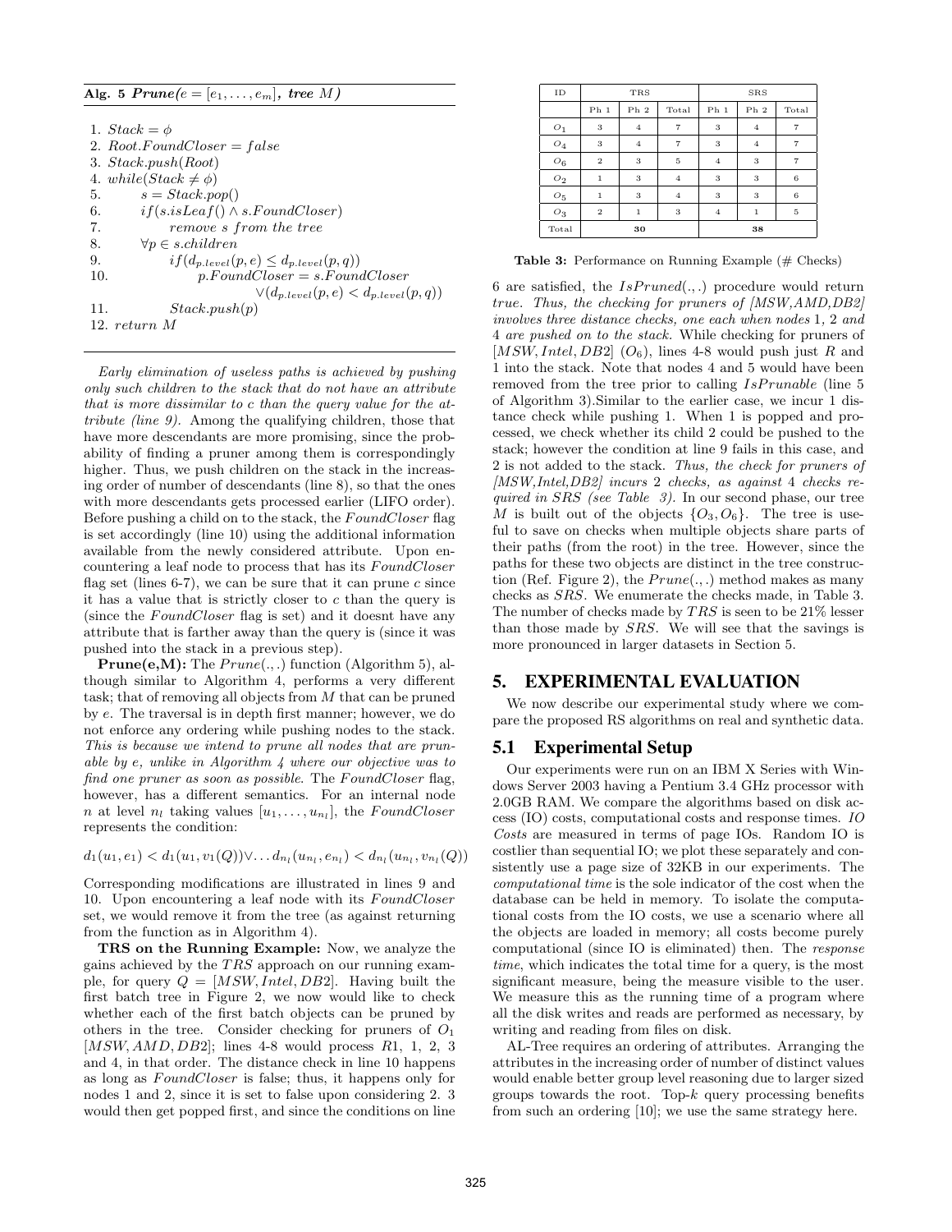**Alg. 5** ***Prune***$(e = [e_1, \ldots, e_m]$, ***tree*** $M)$

```
1. Stack = φ
2. Root.FoundCloser = false
3. Stack.push(Root)
4. while(Stack ≠ φ)
5.     s = Stack.pop()
6.     if(s.isLeaf() ∧ s.FoundCloser)
7.         remove s from the tree
8.     ∀p ∈ s.children
9.         if(d_{p.level}(p, e) ≤ d_{p.level}(p, q))
10.            p.FoundCloser = s.FoundCloser
                   ∨(d_{p.level}(p, e) < d_{p.level}(p, q))
11.            Stack.push(p)
12. return M
```

*Early elimination of useless paths is achieved by pushing only such children to the stack that do not have an attribute that is more dissimilar to c than the query value for the attribute (line 9).* Among the qualifying children, those that have more descendants are more promising, since the probability of finding a pruner among them is correspondingly higher. Thus, we push children on the stack in the increasing order of number of descendants (line 8), so that the ones with more descendants gets processed earlier (LIFO order). Before pushing a child on to the stack, the $FoundCloser$ flag is set accordingly (line 10) using the additional information available from the newly considered attribute. Upon encountering a leaf node to process that has its $FoundCloser$ flag set (lines 6-7), we can be sure that it can prune $c$ since it has a value that is strictly closer to $c$ than the query is (since the $FoundCloser$ flag is set) and it doesnt have any attribute that is farther away than the query is (since it was pushed into the stack in a previous step).

**Prune(e,M):** The $Prune(.,.)$ function (Algorithm 5), although similar to Algorithm 4, performs a very different task; that of removing all objects from $M$ that can be pruned by $e$. The traversal is in depth first manner; however, we do not enforce any ordering while pushing nodes to the stack. *This is because we intend to prune all nodes that are prunable by e, unlike in Algorithm 4 where our objective was to find one pruner as soon as possible.* The $FoundCloser$ flag, however, has a different semantics. For an internal node $n$ at level $n_l$ taking values $[u_1, \ldots, u_{n_l}]$, the $FoundCloser$ represents the condition:

$$d_1(u_1, e_1) < d_1(u_1, v_1(Q)) \vee \ldots d_{n_l}(u_{n_l}, e_{n_l}) < d_{n_l}(u_{n_l}, v_{n_l}(Q))$$

Corresponding modifications are illustrated in lines 9 and 10. Upon encountering a leaf node with its $FoundCloser$ set, we would remove it from the tree (as against returning from the function as in Algorithm 4).

**TRS on the Running Example:** Now, we analyze the gains achieved by the $TRS$ approach on our running example, for query $Q = [MSW, Intel, DB2]$. Having built the first batch tree in Figure 2, we now would like to check whether each of the first batch objects can be pruned by others in the tree. Consider checking for pruners of $O_1$ $[MSW, AMD, DB2]$; lines 4-8 would process $R1$, 1, 2, 3 and 4, in that order. The distance check in line 10 happens as long as $FoundCloser$ is false; thus, it happens only for nodes 1 and 2, since it is set to false upon considering 2. 3 would then get popped first, and since the conditions on line 6 are satisfied, the $IsPruned(.,.)$ procedure would return *true*. *Thus, the checking for pruners of [MSW,AMD,DB2] involves three distance checks, one each when nodes* 1*,* 2 *and* 4 *are pushed on to the stack*. While checking for pruners of $[MSW, Intel, DB2]$ $(O_6)$, lines 4-8 would push just $R$ and 1 into the stack. Note that nodes 4 and 5 would have been removed from the tree prior to calling $IsPrunable$ (line 5 of Algorithm 3). Similar to the earlier case, we incur 1 distance check while pushing 1. When 1 is popped and processed, we check whether its child 2 could be pushed to the stack; however the condition at line 9 fails in this case, and 2 is not added to the stack. *Thus, the check for pruners of [MSW,Intel,DB2] incurs* 2 *checks, as against* 4 *checks required in SRS (see Table 3).* In our second phase, our tree $M$ is built out of the objects $\{O_3, O_6\}$. The tree is useful to save on checks when multiple objects share parts of their paths (from the root) in the tree. However, since the paths for these two objects are distinct in the tree construction (Ref. Figure 2), the $Prune(.,.)$ method makes as many checks as $SRS$. We enumerate the checks made, in Table 3. The number of checks made by $TRS$ is seen to be 21% lesser than those made by $SRS$. We will see that the savings is more pronounced in larger datasets in Section 5.

| ID | TRS | | | SRS | | |
|---|---|---|---|---|---|---|
| | Ph 1 | Ph 2 | Total | Ph 1 | Ph 2 | Total |
| $O_1$ | 3 | 4 | 7 | 3 | 4 | 7 |
| $O_4$ | 3 | 4 | 7 | 3 | 4 | 7 |
| $O_6$ | 2 | 3 | 5 | 4 | 3 | 7 |
| $O_2$ | 1 | 3 | 4 | 3 | 3 | 6 |
| $O_5$ | 1 | 3 | 4 | 3 | 3 | 6 |
| $O_3$ | 2 | 1 | 3 | 4 | 1 | 5 |
| Total | 30 | | | 38 | | |

**Table 3:** Performance on Running Example (# Checks)

## 5. EXPERIMENTAL EVALUATION

We now describe our experimental study where we compare the proposed RS algorithms on real and synthetic data.

### 5.1 Experimental Setup

Our experiments were run on an IBM X Series with Windows Server 2003 having a Pentium 3.4 GHz processor with 2.0GB RAM. We compare the algorithms based on disk access (IO) costs, computational costs and response times. *IO Costs* are measured in terms of page IOs. Random IO is costlier than sequential IO; we plot these separately and consistently use a page size of 32KB in our experiments. The *computational time* is the sole indicator of the cost when the database can be held in memory. To isolate the computational costs from the IO costs, we use a scenario where all the objects are loaded in memory; all costs become purely computational (since IO is eliminated) then. The *response time*, which indicates the total time for a query, is the most significant measure, being the measure visible to the user. We measure this as the running time of a program where all the disk writes and reads are performed as necessary, by writing and reading from files on disk.

AL-Tree requires an ordering of attributes. Arranging the attributes in the increasing order of number of distinct values would enable better group level reasoning due to larger sized groups towards the root. Top-$k$ query processing benefits from such an ordering [10]; we use the same strategy here.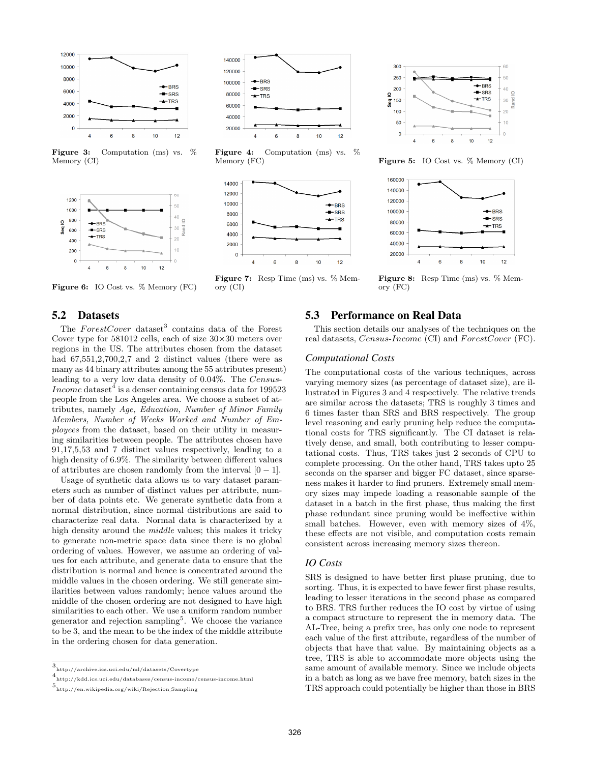Figure 3: Computation (ms) vs. % Memory (CI)

Figure 4: Computation (ms) vs. % Memory (FC)

Figure 5: IO Cost vs. % Memory (CI)

Figure 6: IO Cost vs. % Memory (FC)

Figure 7: Resp Time (ms) vs. % Memory (CI)

Figure 8: Resp Time (ms) vs. % Memory (FC)

## 5.2 Datasets

The *ForestCover* dataset[3] contains data of the Forest Cover type for 581012 cells, each of size 30×30 meters over regions in the US. The attributes chosen from the dataset had 67,551,2,700,2,7 and 2 distinct values (there were as many as 44 binary attributes among the 55 attributes present) leading to a very low data density of 0.04%. The *Census-Income* dataset[4] is a denser containing census data for 199523 people from the Los Angeles area. We choose a subset of attributes, namely *Age, Education, Number of Minor Family Members, Number of Weeks Worked and Number of Employees* from the dataset, based on their utility in measuring similarities between people. The attributes chosen have 91,17,5,53 and 7 distinct values respectively, leading to a high density of 6.9%. The similarity between different values of attributes are chosen randomly from the interval [0 − 1].

Usage of synthetic data allows us to vary dataset parameters such as number of distinct values per attribute, number of data points etc. We generate synthetic data from a normal distribution, since normal distributions are said to characterize real data. Normal data is characterized by a high density around the *middle* values; this makes it tricky to generate non-metric space data since there is no global ordering of values. However, we assume an ordering of values for each attribute, and generate data to ensure that the distribution is normal and hence is concentrated around the middle values in the chosen ordering. We still generate similarities between values randomly; hence values around the middle of the chosen ordering are not designed to have high similarities to each other. We use a uniform random number generator and rejection sampling[5]. We choose the variance to be 3, and the mean to be the index of the middle attribute in the ordering chosen for data generation.

## 5.3 Performance on Real Data

This section details our analyses of the techniques on the real datasets, *Census-Income* (CI) and *ForestCover* (FC).

### *Computational Costs*

The computational costs of the various techniques, across varying memory sizes (as percentage of dataset size), are illustrated in Figures 3 and 4 respectively. The relative trends are similar across the datasets; TRS is roughly 3 times and 6 times faster than SRS and BRS respectively. The group level reasoning and early pruning help reduce the computational costs for TRS significantly. The CI dataset is relatively dense, and small, both contributing to lesser computational costs. Thus, TRS takes just 2 seconds of CPU to complete processing. On the other hand, TRS takes upto 25 seconds on the sparser and bigger FC dataset, since sparseness makes it harder to find pruners. Extremely small memory sizes may impede loading a reasonable sample of the dataset in a batch in the first phase, thus making the first phase redundant since pruning would be ineffective within small batches. However, even with memory sizes of 4%, these effects are not visible, and computation costs remain consistent across increasing memory sizes thereon.

### *IO Costs*

SRS is designed to have better first phase pruning, due to sorting. Thus, it is expected to have fewer first phase results, leading to lesser iterations in the second phase as compared to BRS. TRS further reduces the IO cost by virtue of using a compact structure to represent the in memory data. The AL-Tree, being a prefix tree, has only one node to represent each value of the first attribute, regardless of the number of objects that have that value. By maintaining objects as a tree, TRS is able to accommodate more objects using the same amount of available memory. Since we include objects in a batch as long as we have free memory, batch sizes in the TRS approach could potentially be higher than those in BRS

[3] http://archive.ics.uci.edu/ml/datasets/Covertype

[4] http://kdd.ics.uci.edu/databases/census-income/census-income.html

[5] http://en.wikipedia.org/wiki/Rejection_Sampling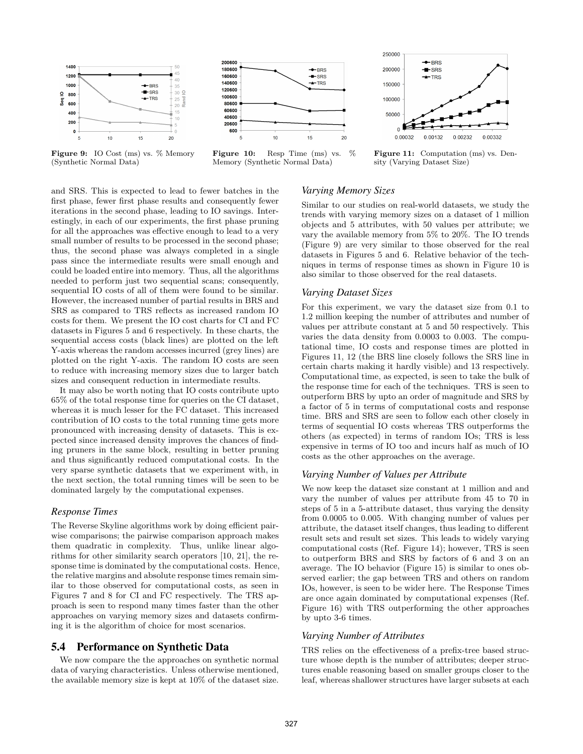1400
1200
1000
800
600
400
200
0
Seq IO
5 10 15 20
50
45
40
35
30
25
20
15
10
5
0
Rand IO
BRS
SRS
TRS

**Figure 9:** IO Cost (ms) vs. % Memory (Synthetic Normal Data)

200600
180600
160600
140600
120600
100600
80600
60600
40600
20600
600
5 10 15 20
BRS
SRS
TRS

**Figure 10:** Resp Time (ms) vs. % Memory (Synthetic Normal Data)

250000
200000
150000
100000
50000
0
0.00032 0.00132 0.00232 0.00332
BRS
SRS
TRS

**Figure 11:** Computation (ms) vs. Density (Varying Dataset Size)

and SRS. This is expected to lead to fewer batches in the first phase, fewer first phase results and consequently fewer iterations in the second phase, leading to IO savings. Interestingly, in each of our experiments, the first phase pruning for all the approaches was effective enough to lead to a very small number of results to be processed in the second phase; thus, the second phase was always completed in a single pass since the intermediate results were small enough and could be loaded entire into memory. Thus, all the algorithms needed to perform just two sequential scans; consequently, sequential IO costs of all of them were found to be similar. However, the increased number of partial results in BRS and SRS as compared to TRS reflects as increased random IO costs for them. We present the IO cost charts for CI and FC datasets in Figures 5 and 6 respectively. In these charts, the sequential access costs (black lines) are plotted on the left Y-axis whereas the random accesses incurred (grey lines) are plotted on the right Y-axis. The random IO costs are seen to reduce with increasing memory sizes due to larger batch sizes and consequent reduction in intermediate results.

It may also be worth noting that IO costs contribute upto 65% of the total response time for queries on the CI dataset, whereas it is much lesser for the FC dataset. This increased contribution of IO costs to the total running time gets more pronounced with increasing density of datasets. This is expected since increased density improves the chances of finding pruners in the same block, resulting in better pruning and thus significantly reduced computational costs. In the very sparse synthetic datasets that we experiment with, in the next section, the total running times will be seen to be dominated largely by the computational expenses.

### *Response Times*

The Reverse Skyline algorithms work by doing efficient pairwise comparisons; the pairwise comparison approach makes them quadratic in complexity. Thus, unlike linear algorithms for other similarity search operators [10, 21], the response time is dominated by the computational costs. Hence, the relative margins and absolute response times remain similar to those observed for computational costs, as seen in Figures 7 and 8 for CI and FC respectively. The TRS approach is seen to respond many times faster than the other approaches on varying memory sizes and datasets confirming it is the algorithm of choice for most scenarios.

## 5.4 Performance on Synthetic Data

We now compare the the approaches on synthetic normal data of varying characteristics. Unless otherwise mentioned, the available memory size is kept at 10% of the dataset size.

### *Varying Memory Sizes*

Similar to our studies on real-world datasets, we study the trends with varying memory sizes on a dataset of 1 million objects and 5 attributes, with 50 values per attribute; we vary the available memory from 5% to 20%. The IO trends (Figure 9) are very similar to those observed for the real datasets in Figures 5 and 6. Relative behavior of the techniques in terms of response times as shown in Figure 10 is also similar to those observed for the real datasets.

### *Varying Dataset Sizes*

For this experiment, we vary the dataset size from 0.1 to 1.2 million keeping the number of attributes and number of values per attribute constant at 5 and 50 respectively. This varies the data density from 0.0003 to 0.003. The computational time, IO costs and response times are plotted in Figures 11, 12 (the BRS line closely follows the SRS line in certain charts making it hardly visible) and 13 respectively. Computational time, as expected, is seen to take the bulk of the response time for each of the techniques. TRS is seen to outperform BRS by upto an order of magnitude and SRS by a factor of 5 in terms of computational costs and response time. BRS and SRS are seen to follow each other closely in terms of sequential IO costs whereas TRS outperforms the others (as expected) in terms of random IOs; TRS is less expensive in terms of IO too and incurs half as much of IO costs as the other approaches on the average.

### *Varying Number of Values per Attribute*

We now keep the dataset size constant at 1 million and and vary the number of values per attribute from 45 to 70 in steps of 5 in a 5-attribute dataset, thus varying the density from 0.0005 to 0.005. With changing number of values per attribute, the dataset itself changes, thus leading to different result sets and result set sizes. This leads to widely varying computational costs (Ref. Figure 14); however, TRS is seen to outperform BRS and SRS by factors of 6 and 3 on an average. The IO behavior (Figure 15) is similar to ones observed earlier; the gap between TRS and others on random IOs, however, is seen to be wider here. The Response Times are once again dominated by computational expenses (Ref. Figure 16) with TRS outperforming the other approaches by upto 3-6 times.

### *Varying Number of Attributes*

TRS relies on the effectiveness of a prefix-tree based structure whose depth is the number of attributes; deeper structures enable reasoning based on smaller groups closer to the leaf, whereas shallower structures have larger subsets at each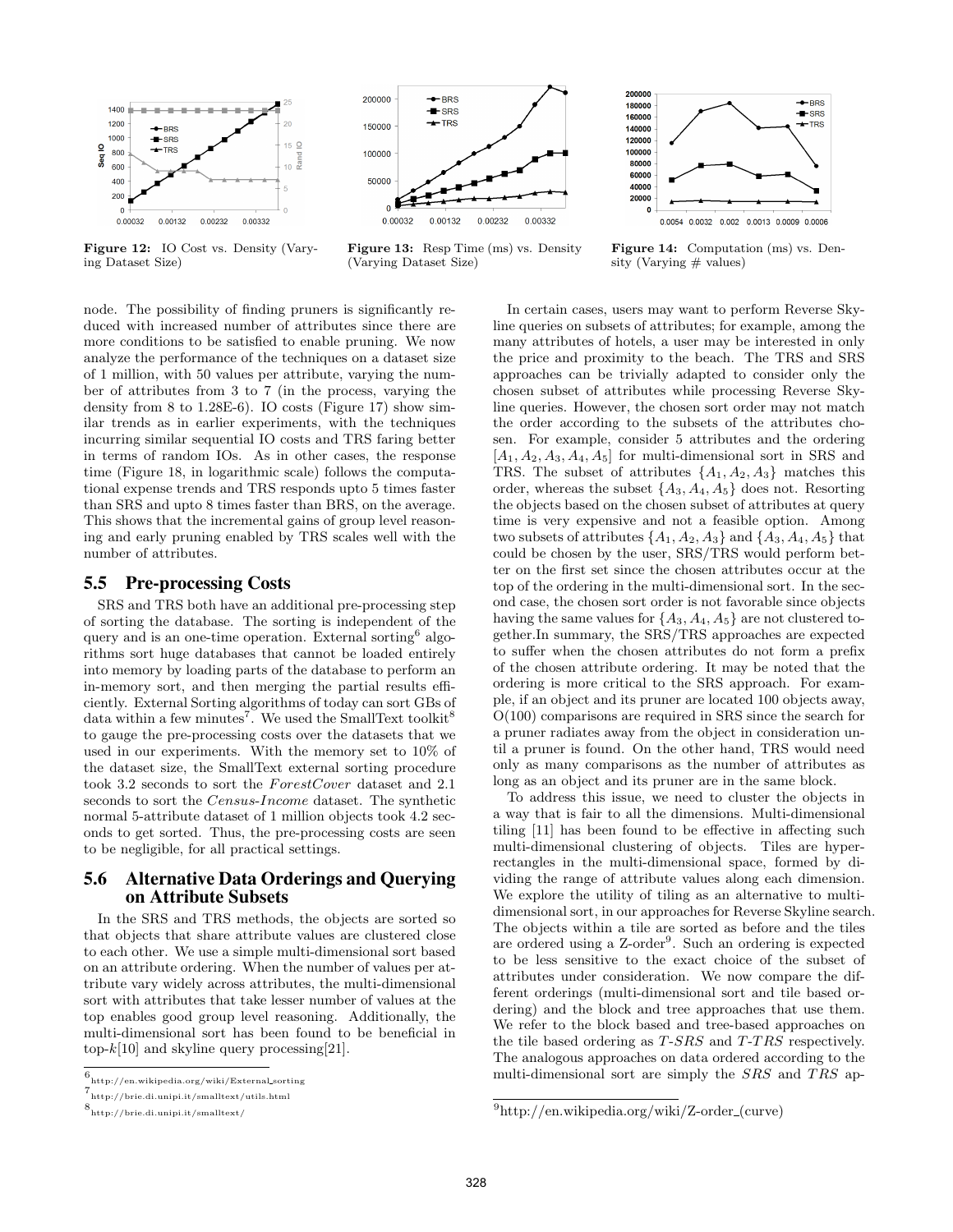**Figure 12:** IO Cost vs. Density (Varying Dataset Size)

**Figure 13:** Resp Time (ms) vs. Density (Varying Dataset Size)

**Figure 14:** Computation (ms) vs. Density (Varying # values)

node. The possibility of finding pruners is significantly reduced with increased number of attributes since there are more conditions to be satisfied to enable pruning. We now analyze the performance of the techniques on a dataset size of 1 million, with 50 values per attribute, varying the number of attributes from 3 to 7 (in the process, varying the density from 8 to 1.28E-6). IO costs (Figure 17) show similar trends as in earlier experiments, with the techniques incurring similar sequential IO costs and TRS faring better in terms of random IOs. As in other cases, the response time (Figure 18, in logarithmic scale) follows the computational expense trends and TRS responds upto 5 times faster than SRS and upto 8 times faster than BRS, on the average. This shows that the incremental gains of group level reasoning and early pruning enabled by TRS scales well with the number of attributes.

## 5.5 Pre-processing Costs

SRS and TRS both have an additional pre-processing step of sorting the database. The sorting is independent of the query and is an one-time operation. External sorting[6] algorithms sort huge databases that cannot be loaded entirely into memory by loading parts of the database to perform an in-memory sort, and then merging the partial results efficiently. External Sorting algorithms of today can sort GBs of data within a few minutes[7]. We used the SmallText toolkit[8] to gauge the pre-processing costs over the datasets that we used in our experiments. With the memory set to 10% of the dataset size, the SmallText external sorting procedure took 3.2 seconds to sort the *ForestCover* dataset and 2.1 seconds to sort the *Census-Income* dataset. The synthetic normal 5-attribute dataset of 1 million objects took 4.2 seconds to get sorted. Thus, the pre-processing costs are seen to be negligible, for all practical settings.

## 5.6 Alternative Data Orderings and Querying on Attribute Subsets

In the SRS and TRS methods, the objects are sorted so that objects that share attribute values are clustered close to each other. We use a simple multi-dimensional sort based on an attribute ordering. When the number of values per attribute vary widely across attributes, the multi-dimensional sort with attributes that take lesser number of values at the top enables good group level reasoning. Additionally, the multi-dimensional sort has been found to be beneficial in top-$k$[10] and skyline query processing[21].

In certain cases, users may want to perform Reverse Skyline queries on subsets of attributes; for example, among the many attributes of hotels, a user may be interested in only the price and proximity to the beach. The TRS and SRS approaches can be trivially adapted to consider only the chosen subset of attributes while processing Reverse Skyline queries. However, the chosen sort order may not match the order according to the subsets of the attributes chosen. For example, consider 5 attributes and the ordering $[A_1, A_2, A_3, A_4, A_5]$ for multi-dimensional sort in SRS and TRS. The subset of attributes $\{A_1, A_2, A_3\}$ matches this order, whereas the subset $\{A_3, A_4, A_5\}$ does not. Resorting the objects based on the chosen subset of attributes at query time is very expensive and not a feasible option. Among two subsets of attributes $\{A_1, A_2, A_3\}$ and $\{A_3, A_4, A_5\}$ that could be chosen by the user, SRS/TRS would perform better on the first set since the chosen attributes occur at the top of the ordering in the multi-dimensional sort. In the second case, the chosen sort order is not favorable since objects having the same values for $\{A_3, A_4, A_5\}$ are not clustered together.In summary, the SRS/TRS approaches are expected to suffer when the chosen attributes do not form a prefix of the chosen attribute ordering. It may be noted that the ordering is more critical to the SRS approach. For example, if an object and its pruner are located 100 objects away, O(100) comparisons are required in SRS since the search for a pruner radiates away from the object in consideration until a pruner is found. On the other hand, TRS would need only as many comparisons as the number of attributes as long as an object and its pruner are in the same block.

To address this issue, we need to cluster the objects in a way that is fair to all the dimensions. Multi-dimensional tiling [11] has been found to be effective in affecting such multi-dimensional clustering of objects. Tiles are hyper-rectangles in the multi-dimensional space, formed by dividing the range of attribute values along each dimension. We explore the utility of tiling as an alternative to multi-dimensional sort, in our approaches for Reverse Skyline search. The objects within a tile are sorted as before and the tiles are ordered using a Z-order[9]. Such an ordering is expected to be less sensitive to the exact choice of the subset of attributes under consideration. We now compare the different orderings (multi-dimensional sort and tile based ordering) and the block and tree approaches that use them. We refer to the block based and tree-based approaches on the tile based ordering as *T-SRS* and *T-TRS* respectively. The analogous approaches on data ordered according to the multi-dimensional sort are simply the *SRS* and *TRS* ap-

[6] http://en.wikipedia.org/wiki/External_sorting

[7] http://brie.di.unipi.it/smalltext/utils.html

[8] http://brie.di.unipi.it/smalltext/

[9] http://en.wikipedia.org/wiki/Z-order_(curve)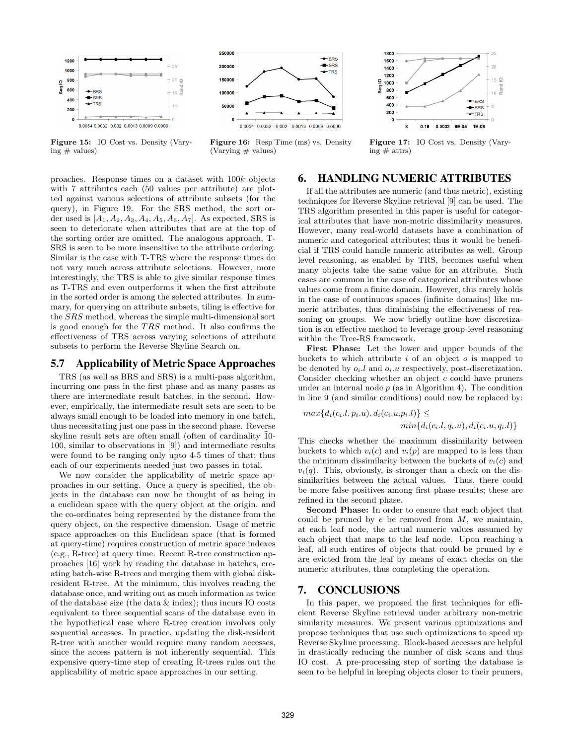1200
1000
800
600
400
200
0
Seq IO
26
21
16
11
6
Rand IO
BRS
SRS
TRS
0.0054 0.0032 0.002 0.0013 0.0009 0.0006

**Figure 15:** IO Cost vs. Density (Varying # values)

250000
200000
150000
100000
50000
0
BRS
SRS
TRS
0.0054 0.0032 0.002 0.0013 0.0009 0.0006

**Figure 16:** Resp Time (ms) vs. Density (Varying # values)

1800
1600
1400
1200
1000
800
600
400
200
0
Seq IO
25
20
15
10
5
0
Rand IO
BRS
SRS
TRS
8 0.16 0.0032 6E-05 1E-06

**Figure 17:** IO Cost vs. Density (Varying # attrs)

proaches. Response times on a dataset with $100k$ objects with 7 attributes each (50 values per attribute) are plotted against various selections of attribute subsets (for the query), in Figure 19. For the SRS method, the sort order used is $[A_1, A_2, A_3, A_4, A_5, A_6, A_7]$. As expected, SRS is seen to deteriorate when attributes that are at the top of the sorting order are omitted. The analogous approach, T-SRS is seen to be more insensitive to the attribute ordering. Similar is the case with T-TRS where the response times do not vary much across attribute selections. However, more interestingly, the TRS is able to give similar response times as T-TRS and even outperforms it when the first attribute in the sorted order is among the selected attributes. In summary, for querying on attribute subsets, tiling is effective for the *SRS* method, whereas the simple multi-dimensional sort is good enough for the *TRS* method. It also confirms the effectiveness of TRS across varying selections of attribute subsets to perform the Reverse Skyline Search on.

## 5.7 Applicability of Metric Space Approaches

TRS (as well as BRS and SRS) is a multi-pass algorithm, incurring one pass in the first phase and as many passes as there are intermediate result batches, in the second. However, empirically, the intermediate result sets are seen to be always small enough to be loaded into memory in one batch, thus necessitating just one pass in the second phase. Reverse skyline result sets are often small (often of cardinality 10-100, similar to observations in [9]) and intermediate results were found to be ranging only upto 4-5 times of that; thus each of our experiments needed just two passes in total.

We now consider the applicability of metric space approaches in our setting. Once a query is specified, the objects in the database can now be thought of as being in a euclidean space with the query object at the origin, and the co-ordinates being represented by the distance from the query object, on the respective dimension. Usage of metric space approaches on this Euclidean space (that is formed at query-time) requires construction of metric space indexes (e.g., R-tree) at query time. Recent R-tree construction approaches [16] work by reading the database in batches, creating batch-wise R-trees and merging them with global disk-resident R-tree. At the minimum, this involves reading the database once, and writing out as much information as twice of the database size (the data & index); thus incurs IO costs equivalent to three sequential scans of the database even in the hypothetical case where R-tree creation involves only sequential accesses. In practice, updating the disk-resident R-tree with another would require many random accesses, since the access pattern is not inherently sequential. This expensive query-time step of creating R-trees rules out the applicability of metric space approaches in our setting.

# 6. HANDLING NUMERIC ATTRIBUTES

If all the attributes are numeric (and thus metric), existing techniques for Reverse Skyline retrieval [9] can be used. The TRS algorithm presented in this paper is useful for categorical attributes that have non-metric dissimilarity measures. However, many real-world datasets have a combination of numeric and categorical attributes; thus it would be beneficial if TRS could handle numeric attributes as well. Group level reasoning, as enabled by TRS, becomes useful when many objects take the same value for an attribute. Such cases are common in the case of categorical attributes whose values come from a finite domain. However, this rarely holds in the case of continuous spaces (infinite domains) like numeric attributes, thus diminishing the effectiveness of reasoning on groups. We now briefly outline how discretization is an effective method to leverage group-level reasoning within the Tree-RS framework.

**First Phase:** Let the lower and upper bounds of the buckets to which attribute $i$ of an object $o$ is mapped to be denoted by $o_i.l$ and $o_i.u$ respectively, post-discretization. Consider checking whether an object $c$ could have pruners under an internal node $p$ (as in Algorithm 4). The condition in line 9 (and similar conditions) could now be replaced by:

$$max\{d_i(c_i.l, p_i.u), d_i(c_i.u, p_i.l)\} \leq min\{d_i(c_i.l, q_i.u), d_i(c_i.u, q_i.l)\}$$

This checks whether the maximum dissimilarity between buckets to which $v_i(c)$ and $v_i(p)$ are mapped to is less than the minimum dissimilarity between the buckets of $v_i(c)$ and $v_i(q)$. This, obviously, is stronger than a check on the dissimilarities between the actual values. Thus, there could be more false positives among first phase results; these are refined in the second phase.

**Second Phase:** In order to ensure that each object that could be pruned by $e$ be removed from $M$, we maintain, at each leaf node, the actual numeric values assumed by each object that maps to the leaf node. Upon reaching a leaf, all such entires of objects that could be pruned by $e$ are evicted from the leaf by means of exact checks on the numeric attributes, thus completing the operation.

# 7. CONCLUSIONS

In this paper, we proposed the first techniques for efficient Reverse Skyline retrieval under arbitrary non-metric similarity measures. We present various optimizations and propose techniques that use such optimizations to speed up Reverse Skyline processing. Block-based accesses are helpful in drastically reducing the number of disk scans and thus IO cost. A pre-processing step of sorting the database is seen to be helpful in keeping objects closer to their pruners,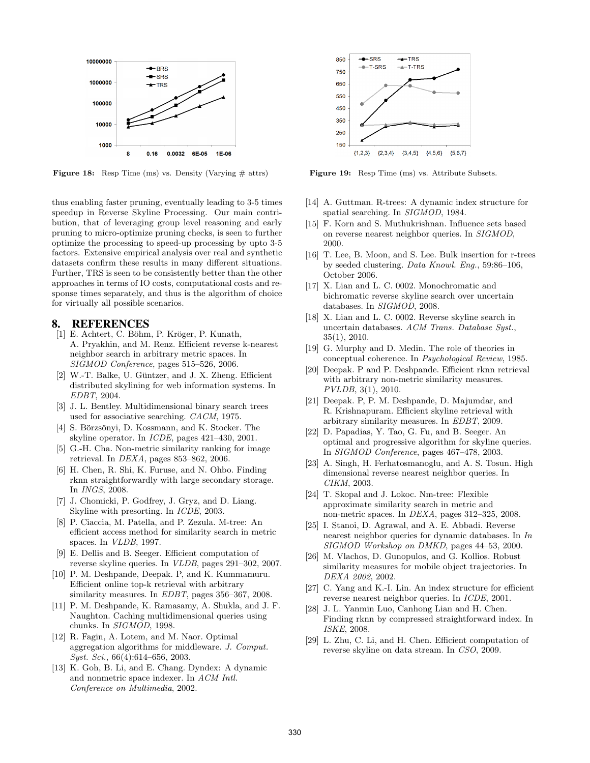10000000
1000000
100000
10000
1000
8 0.16 0.0032 6E-05 1E-06
BRS
SRS
TRS

**Figure 18:** Resp Time (ms) vs. Density (Varying # attrs)

850
750
650
550
450
350
250
150
{1,2,3} {2,3,4} {3,4,5} {4,5,6} {5,6,7}
SRS
TRS
T-SRS
T-TRS

**Figure 19:** Resp Time (ms) vs. Attribute Subsets.

thus enabling faster pruning, eventually leading to 3-5 times speedup in Reverse Skyline Processing. Our main contribution, that of leveraging group level reasoning and early pruning to micro-optimize pruning checks, is seen to further optimize the processing to speed-up processing by upto 3-5 factors. Extensive empirical analysis over real and synthetic datasets confirm these results in many different situations. Further, TRS is seen to be consistently better than the other approaches in terms of IO costs, computational costs and response times separately, and thus is the algorithm of choice for virtually all possible scenarios.

# 8. REFERENCES

[1] E. Achtert, C. Böhm, P. Kröger, P. Kunath, A. Pryakhin, and M. Renz. Efficient reverse k-nearest neighbor search in arbitrary metric spaces. In *SIGMOD Conference*, pages 515–526, 2006.

[2] W.-T. Balke, U. Güntzer, and J. X. Zheng. Efficient distributed skylining for web information systems. In *EDBT*, 2004.

[3] J. L. Bentley. Multidimensional binary search trees used for associative searching. *CACM*, 1975.

[4] S. Börzsönyi, D. Kossmann, and K. Stocker. The skyline operator. In *ICDE*, pages 421–430, 2001.

[5] G.-H. Cha. Non-metric similarity ranking for image retrieval. In *DEXA*, pages 853–862, 2006.

[6] H. Chen, R. Shi, K. Furuse, and N. Ohbo. Finding rknn straightforwardly with large secondary storage. In *INGS*, 2008.

[7] J. Chomicki, P. Godfrey, J. Gryz, and D. Liang. Skyline with presorting. In *ICDE*, 2003.

[8] P. Ciaccia, M. Patella, and P. Zezula. M-tree: An efficient access method for similarity search in metric spaces. In *VLDB*, 1997.

[9] E. Dellis and B. Seeger. Efficient computation of reverse skyline queries. In *VLDB*, pages 291–302, 2007.

[10] P. M. Deshpande, Deepak. P, and K. Kummamuru. Efficient online top-k retrieval with arbitrary similarity measures. In *EDBT*, pages 356–367, 2008.

[11] P. M. Deshpande, K. Ramasamy, A. Shukla, and J. F. Naughton. Caching multidimensional queries using chunks. In *SIGMOD*, 1998.

[12] R. Fagin, A. Lotem, and M. Naor. Optimal aggregation algorithms for middleware. *J. Comput. Syst. Sci.*, 66(4):614–656, 2003.

[13] K. Goh, B. Li, and E. Chang. Dyndex: A dynamic and nonmetric space indexer. In *ACM Intl. Conference on Multimedia*, 2002.

[14] A. Guttman. R-trees: A dynamic index structure for spatial searching. In *SIGMOD*, 1984.

[15] F. Korn and S. Muthukrishnan. Influence sets based on reverse nearest neighbor queries. In *SIGMOD*, 2000.

[16] T. Lee, B. Moon, and S. Lee. Bulk insertion for r-trees by seeded clustering. *Data Knowl. Eng.*, 59:86–106, October 2006.

[17] X. Lian and L. C. 0002. Monochromatic and bichromatic reverse skyline search over uncertain databases. In *SIGMOD*, 2008.

[18] X. Lian and L. C. 0002. Reverse skyline search in uncertain databases. *ACM Trans. Database Syst.*, 35(1), 2010.

[19] G. Murphy and D. Medin. The role of theories in conceptual coherence. In *Psychological Review*, 1985.

[20] Deepak. P and P. Deshpande. Efficient rknn retrieval with arbitrary non-metric similarity measures. *PVLDB*, 3(1), 2010.

[21] Deepak. P, P. M. Deshpande, D. Majumdar, and R. Krishnapuram. Efficient skyline retrieval with arbitrary similarity measures. In *EDBT*, 2009.

[22] D. Papadias, Y. Tao, G. Fu, and B. Seeger. An optimal and progressive algorithm for skyline queries. In *SIGMOD Conference*, pages 467–478, 2003.

[23] A. Singh, H. Ferhatosmanoglu, and A. S. Tosun. High dimensional reverse nearest neighbor queries. In *CIKM*, 2003.

[24] T. Skopal and J. Lokoc. Nm-tree: Flexible approximate similarity search in metric and non-metric spaces. In *DEXA*, pages 312–325, 2008.

[25] I. Stanoi, D. Agrawal, and A. E. Abbadi. Reverse nearest neighbor queries for dynamic databases. In *In SIGMOD Workshop on DMKD*, pages 44–53, 2000.

[26] M. Vlachos, D. Gunopulos, and G. Kollios. Robust similarity measures for mobile object trajectories. In *DEXA 2002*, 2002.

[27] C. Yang and K.-I. Lin. An index structure for efficient reverse nearest neighbor queries. In *ICDE*, 2001.

[28] J. L. Yanmin Luo, Canhong Lian and H. Chen. Finding rknn by compressed straightforward index. In *ISKE*, 2008.

[29] L. Zhu, C. Li, and H. Chen. Efficient computation of reverse skyline on data stream. In *CSO*, 2009.